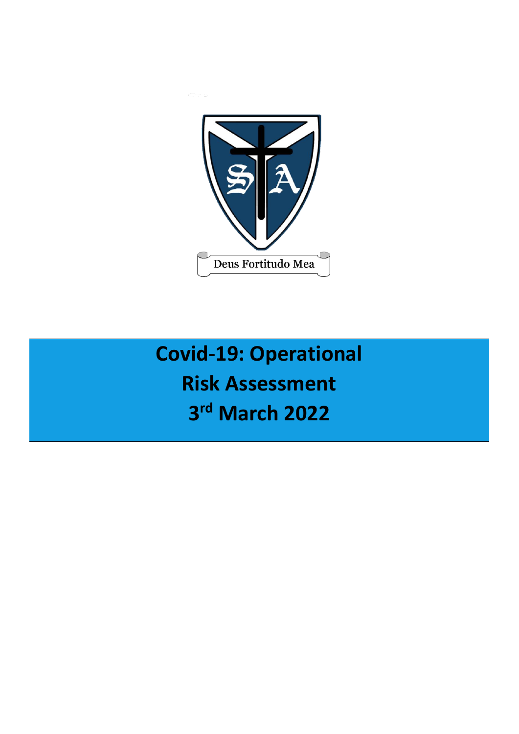Deus Fortitudo Mea

# Covid-19: Operational Risk Assessment 3rd March 2022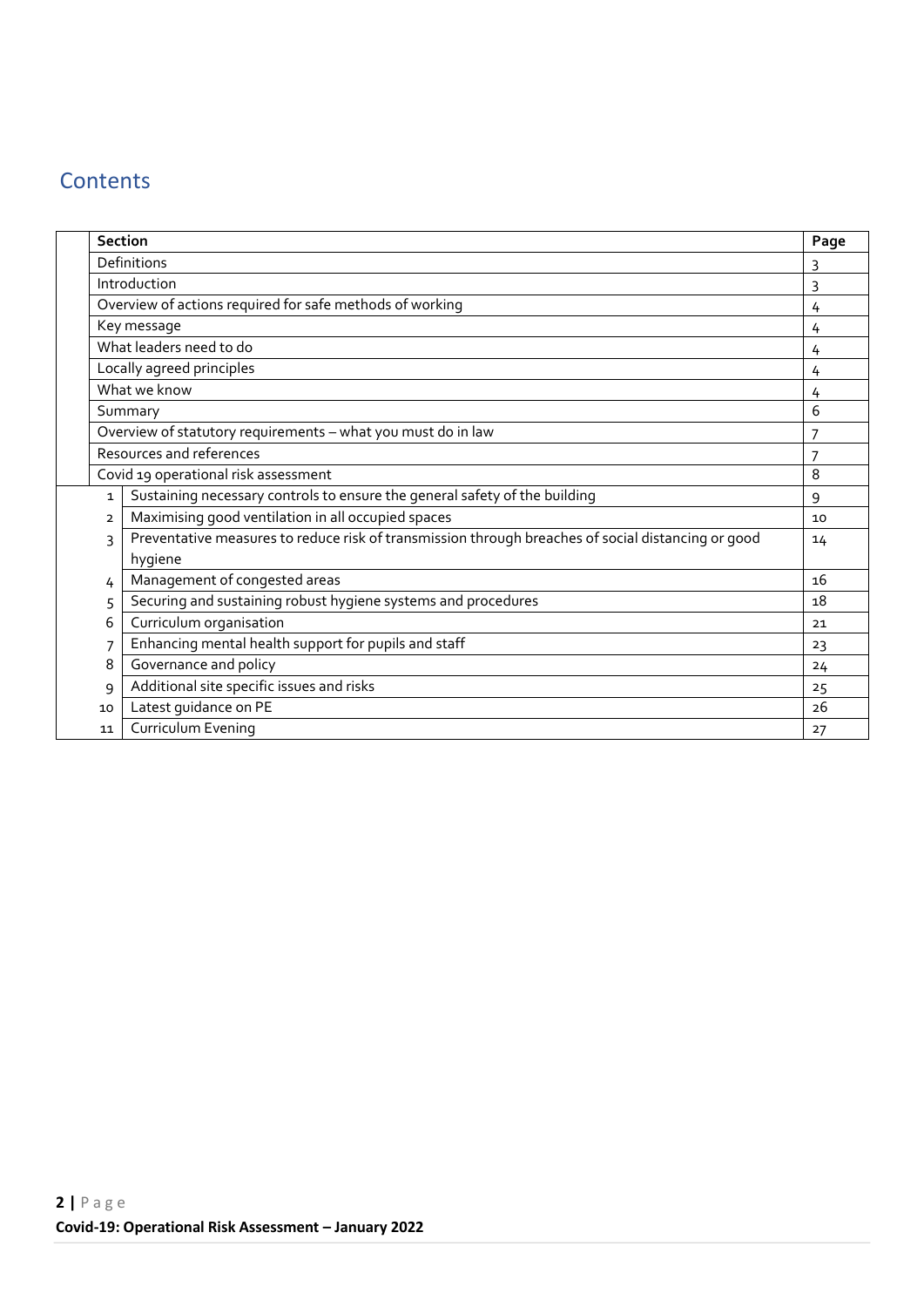## Contents

| | Section | Page |
|---|---|---|
| | Definitions | 3 |
| | Introduction | 3 |
| | Overview of actions required for safe methods of working | 4 |
| | Key message | 4 |
| | What leaders need to do | 4 |
| | Locally agreed principles | 4 |
| | What we know | 4 |
| | Summary | 6 |
| | Overview of statutory requirements – what you must do in law | 7 |
| | Resources and references | 7 |
| | Covid 19 operational risk assessment | 8 |
| 1 | Sustaining necessary controls to ensure the general safety of the building | 9 |
| 2 | Maximising good ventilation in all occupied spaces | 10 |
| 3 | Preventative measures to reduce risk of transmission through breaches of social distancing or good hygiene | 14 |
| 4 | Management of congested areas | 16 |
| 5 | Securing and sustaining robust hygiene systems and procedures | 18 |
| 6 | Curriculum organisation | 21 |
| 7 | Enhancing mental health support for pupils and staff | 23 |
| 8 | Governance and policy | 24 |
| 9 | Additional site specific issues and risks | 25 |
| 10 | Latest guidance on PE | 26 |
| 11 | Curriculum Evening | 27 |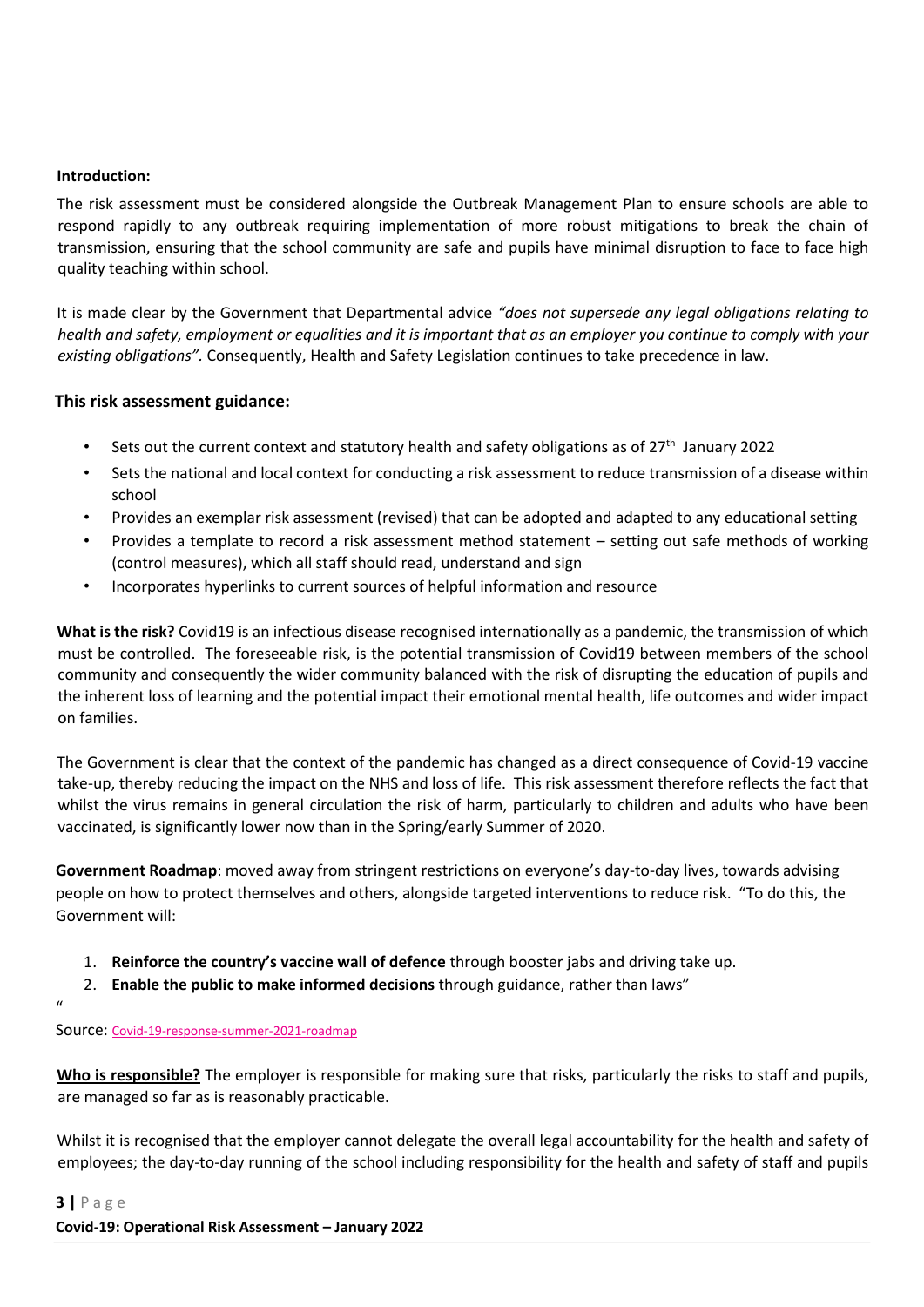**Introduction:**

The risk assessment must be considered alongside the Outbreak Management Plan to ensure schools are able to respond rapidly to any outbreak requiring implementation of more robust mitigations to break the chain of transmission, ensuring that the school community are safe and pupils have minimal disruption to face to face high quality teaching within school.

It is made clear by the Government that Departmental advice *"does not supersede any legal obligations relating to health and safety, employment or equalities and it is important that as an employer you continue to comply with your existing obligations".* Consequently, Health and Safety Legislation continues to take precedence in law.

## This risk assessment guidance:

- Sets out the current context and statutory health and safety obligations as of 27th January 2022
- Sets the national and local context for conducting a risk assessment to reduce transmission of a disease within school
- Provides an exemplar risk assessment (revised) that can be adopted and adapted to any educational setting
- Provides a template to record a risk assessment method statement – setting out safe methods of working (control measures), which all staff should read, understand and sign
- Incorporates hyperlinks to current sources of helpful information and resource

**What is the risk?** Covid19 is an infectious disease recognised internationally as a pandemic, the transmission of which must be controlled. The foreseeable risk, is the potential transmission of Covid19 between members of the school community and consequently the wider community balanced with the risk of disrupting the education of pupils and the inherent loss of learning and the potential impact their emotional mental health, life outcomes and wider impact on families.

The Government is clear that the context of the pandemic has changed as a direct consequence of Covid-19 vaccine take-up, thereby reducing the impact on the NHS and loss of life. This risk assessment therefore reflects the fact that whilst the virus remains in general circulation the risk of harm, particularly to children and adults who have been vaccinated, is significantly lower now than in the Spring/early Summer of 2020.

**Government Roadmap**: moved away from stringent restrictions on everyone's day-to-day lives, towards advising people on how to protect themselves and others, alongside targeted interventions to reduce risk. "To do this, the Government will:

1. **Reinforce the country's vaccine wall of defence** through booster jabs and driving take up.
2. **Enable the public to make informed decisions** through guidance, rather than laws"

"

Source: Covid-19-response-summer-2021-roadmap

**Who is responsible?** The employer is responsible for making sure that risks, particularly the risks to staff and pupils, are managed so far as is reasonably practicable.

Whilst it is recognised that the employer cannot delegate the overall legal accountability for the health and safety of employees; the day-to-day running of the school including responsibility for the health and safety of staff and pupils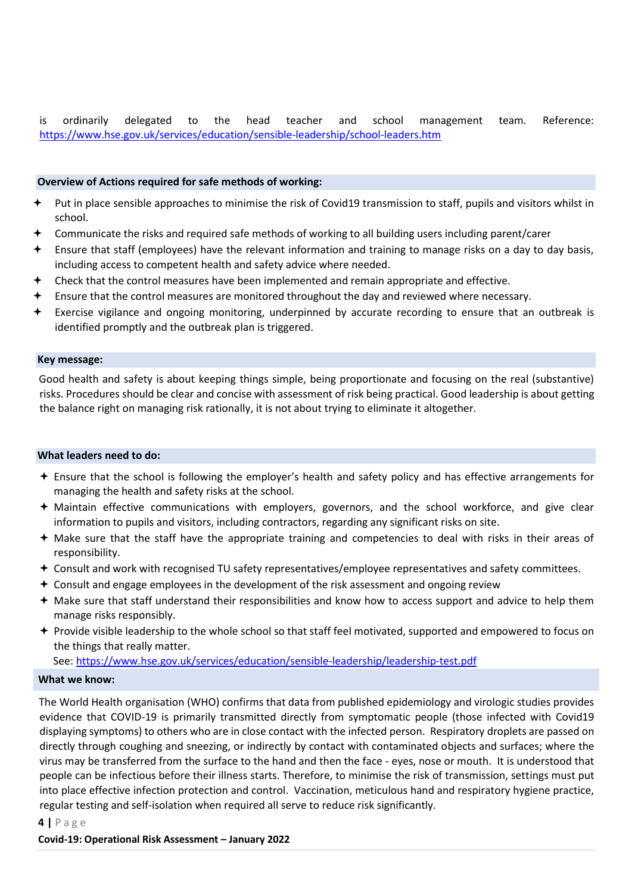is ordinarily delegated to the head teacher and school management team. Reference: https://www.hse.gov.uk/services/education/sensible-leadership/school-leaders.htm

**Overview of Actions required for safe methods of working:**

- Put in place sensible approaches to minimise the risk of Covid19 transmission to staff, pupils and visitors whilst in school.
- Communicate the risks and required safe methods of working to all building users including parent/carer
- Ensure that staff (employees) have the relevant information and training to manage risks on a day to day basis, including access to competent health and safety advice where needed.
- Check that the control measures have been implemented and remain appropriate and effective.
- Ensure that the control measures are monitored throughout the day and reviewed where necessary.
- Exercise vigilance and ongoing monitoring, underpinned by accurate recording to ensure that an outbreak is identified promptly and the outbreak plan is triggered.

**Key message:**

Good health and safety is about keeping things simple, being proportionate and focusing on the real (substantive) risks. Procedures should be clear and concise with assessment of risk being practical. Good leadership is about getting the balance right on managing risk rationally, it is not about trying to eliminate it altogether.

**What leaders need to do:**

- Ensure that the school is following the employer's health and safety policy and has effective arrangements for managing the health and safety risks at the school.
- Maintain effective communications with employers, governors, and the school workforce, and give clear information to pupils and visitors, including contractors, regarding any significant risks on site.
- Make sure that the staff have the appropriate training and competencies to deal with risks in their areas of responsibility.
- Consult and work with recognised TU safety representatives/employee representatives and safety committees.
- Consult and engage employees in the development of the risk assessment and ongoing review
- Make sure that staff understand their responsibilities and know how to access support and advice to help them manage risks responsibly.
- Provide visible leadership to the whole school so that staff feel motivated, supported and empowered to focus on the things that really matter.

  See: https://www.hse.gov.uk/services/education/sensible-leadership/leadership-test.pdf

**What we know:**

The World Health organisation (WHO) confirms that data from published epidemiology and virologic studies provides evidence that COVID-19 is primarily transmitted directly from symptomatic people (those infected with Covid19 displaying symptoms) to others who are in close contact with the infected person. Respiratory droplets are passed on directly through coughing and sneezing, or indirectly by contact with contaminated objects and surfaces; where the virus may be transferred from the surface to the hand and then the face - eyes, nose or mouth. It is understood that people can be infectious before their illness starts. Therefore, to minimise the risk of transmission, settings must put into place effective infection protection and control. Vaccination, meticulous hand and respiratory hygiene practice, regular testing and self-isolation when required all serve to reduce risk significantly.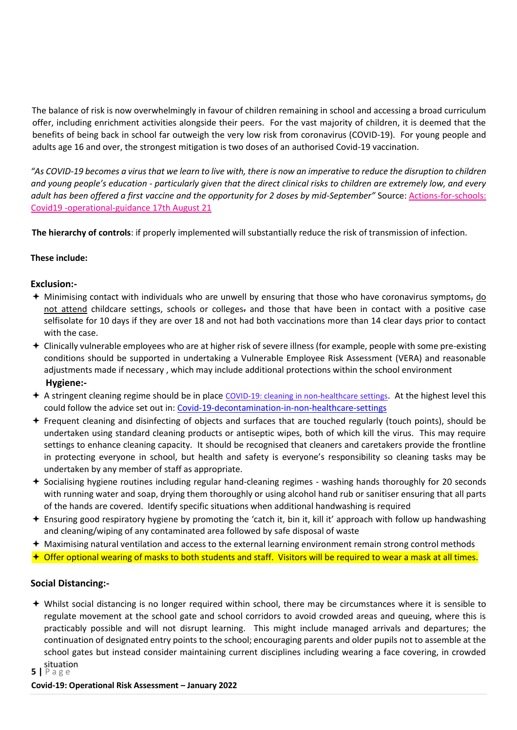The balance of risk is now overwhelmingly in favour of children remaining in school and accessing a broad curriculum offer, including enrichment activities alongside their peers. For the vast majority of children, it is deemed that the benefits of being back in school far outweigh the very low risk from coronavirus (COVID-19). For young people and adults age 16 and over, the strongest mitigation is two doses of an authorised Covid-19 vaccination.

*"As COVID-19 becomes a virus that we learn to live with, there is now an imperative to reduce the disruption to children and young people's education - particularly given that the direct clinical risks to children are extremely low, and every adult has been offered a first vaccine and the opportunity for 2 doses by mid-September"* Source: Actions-for-schools: Covid19 -operational-guidance 17th August 21

**The hierarchy of controls**: if properly implemented will substantially reduce the risk of transmission of infection.

**These include:**

**Exclusion:-**

- Minimising contact with individuals who are unwell by ensuring that those who have coronavirus symptoms, do not attend childcare settings, schools or colleges. and those that have been in contact with a positive case selfisolate for 10 days if they are over 18 and not had both vaccinations more than 14 clear days prior to contact with the case.
- Clinically vulnerable employees who are at higher risk of severe illness (for example, people with some pre-existing conditions should be supported in undertaking a Vulnerable Employee Risk Assessment (VERA) and reasonable adjustments made if necessary , which may include additional protections within the school environment

**Hygiene:-**

- A stringent cleaning regime should be in place COVID-19: cleaning in non-healthcare settings. At the highest level this could follow the advice set out in: Covid-19-decontamination-in-non-healthcare-settings
- Frequent cleaning and disinfecting of objects and surfaces that are touched regularly (touch points), should be undertaken using standard cleaning products or antiseptic wipes, both of which kill the virus. This may require settings to enhance cleaning capacity. It should be recognised that cleaners and caretakers provide the frontline in protecting everyone in school, but health and safety is everyone's responsibility so cleaning tasks may be undertaken by any member of staff as appropriate.
- Socialising hygiene routines including regular hand-cleaning regimes - washing hands thoroughly for 20 seconds with running water and soap, drying them thoroughly or using alcohol hand rub or sanitiser ensuring that all parts of the hands are covered. Identify specific situations when additional handwashing is required
- Ensuring good respiratory hygiene by promoting the 'catch it, bin it, kill it' approach with follow up handwashing and cleaning/wiping of any contaminated area followed by safe disposal of waste
- Maximising natural ventilation and access to the external learning environment remain strong control methods
- Offer optional wearing of masks to both students and staff. Visitors will be required to wear a mask at all times.

**Social Distancing:-**

- Whilst social distancing is no longer required within school, there may be circumstances where it is sensible to regulate movement at the school gate and school corridors to avoid crowded areas and queuing, where this is practicably possible and will not disrupt learning. This might include managed arrivals and departures; the continuation of designated entry points to the school; encouraging parents and older pupils not to assemble at the school gates but instead consider maintaining current disciplines including wearing a face covering, in crowded situation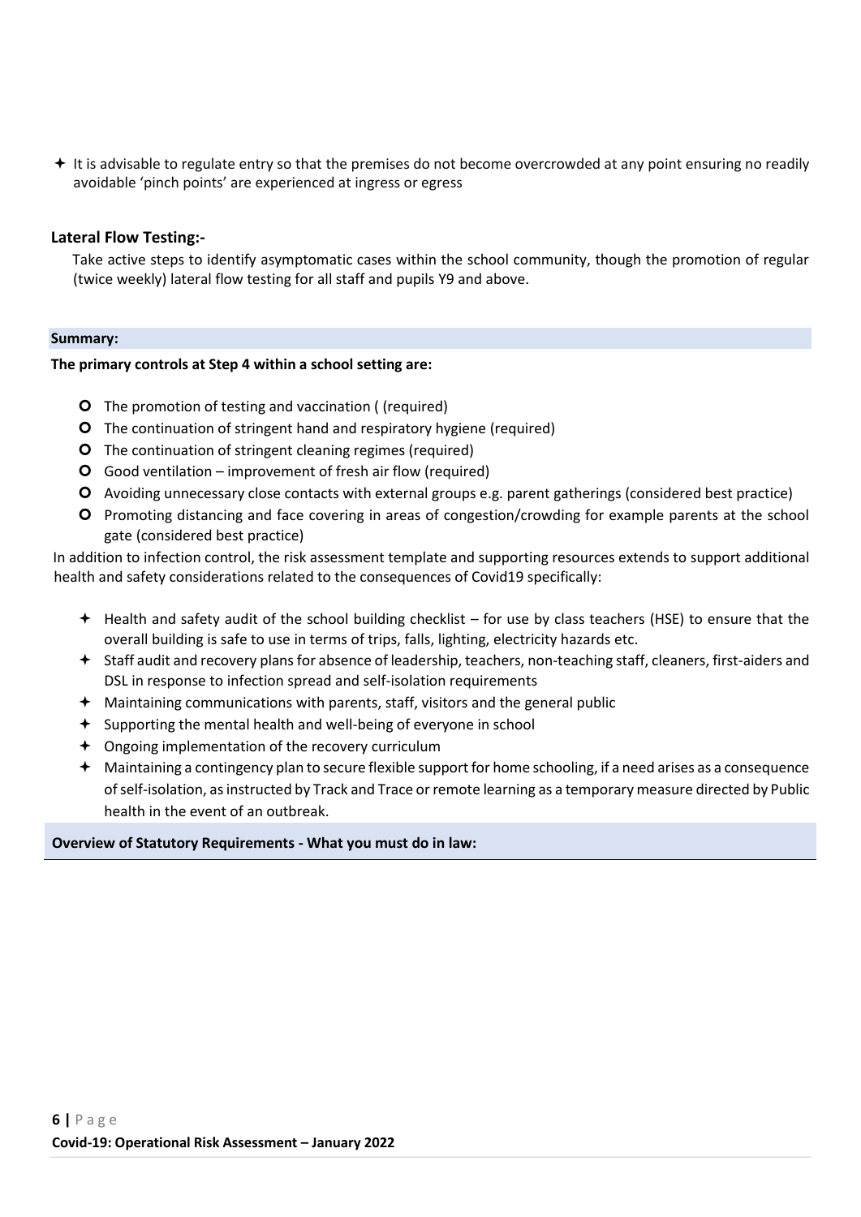- It is advisable to regulate entry so that the premises do not become overcrowded at any point ensuring no readily avoidable 'pinch points' are experienced at ingress or egress

### Lateral Flow Testing:-

Take active steps to identify asymptomatic cases within the school community, though the promotion of regular (twice weekly) lateral flow testing for all staff and pupils Y9 and above.

**Summary:**

**The primary controls at Step 4 within a school setting are:**

- The promotion of testing and vaccination ( (required)
- The continuation of stringent hand and respiratory hygiene (required)
- The continuation of stringent cleaning regimes (required)
- Good ventilation – improvement of fresh air flow (required)
- Avoiding unnecessary close contacts with external groups e.g. parent gatherings (considered best practice)
- Promoting distancing and face covering in areas of congestion/crowding for example parents at the school gate (considered best practice)

In addition to infection control, the risk assessment template and supporting resources extends to support additional health and safety considerations related to the consequences of Covid19 specifically:

- Health and safety audit of the school building checklist – for use by class teachers (HSE) to ensure that the overall building is safe to use in terms of trips, falls, lighting, electricity hazards etc.
- Staff audit and recovery plans for absence of leadership, teachers, non-teaching staff, cleaners, first-aiders and DSL in response to infection spread and self-isolation requirements
- Maintaining communications with parents, staff, visitors and the general public
- Supporting the mental health and well-being of everyone in school
- Ongoing implementation of the recovery curriculum
- Maintaining a contingency plan to secure flexible support for home schooling, if a need arises as a consequence of self-isolation, as instructed by Track and Trace or remote learning as a temporary measure directed by Public health in the event of an outbreak.

**Overview of Statutory Requirements - What you must do in law:**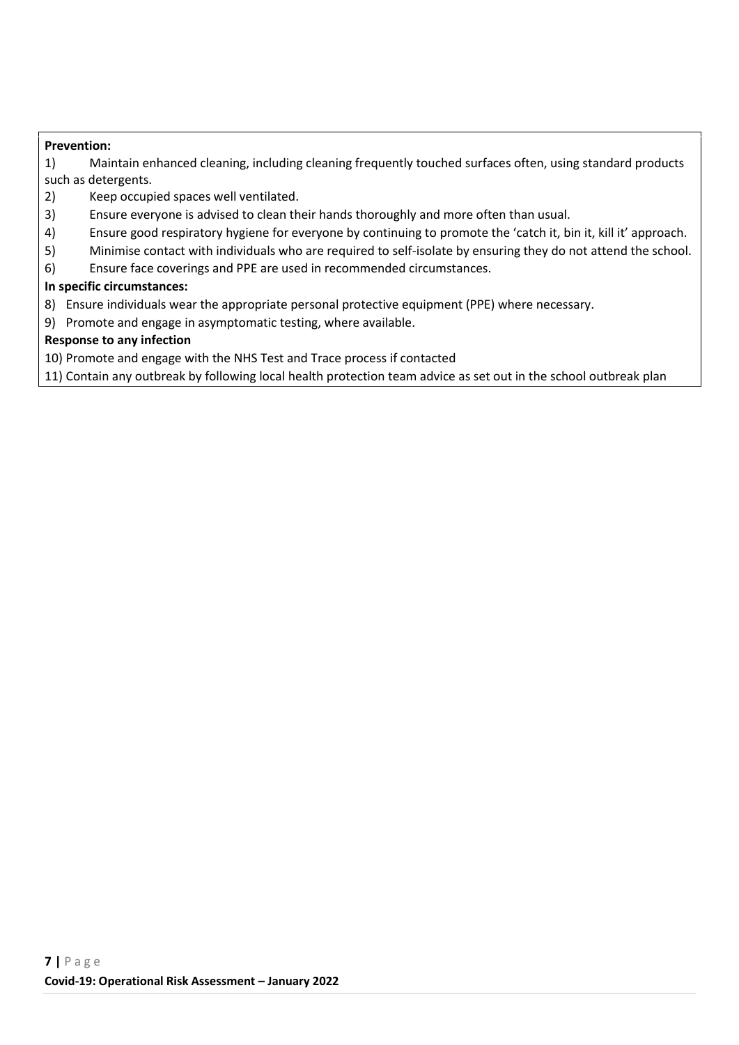**Prevention:**

1) Maintain enhanced cleaning, including cleaning frequently touched surfaces often, using standard products such as detergents.
2) Keep occupied spaces well ventilated.
3) Ensure everyone is advised to clean their hands thoroughly and more often than usual.
4) Ensure good respiratory hygiene for everyone by continuing to promote the 'catch it, bin it, kill it' approach.
5) Minimise contact with individuals who are required to self-isolate by ensuring they do not attend the school.
6) Ensure face coverings and PPE are used in recommended circumstances.

**In specific circumstances:**

8) Ensure individuals wear the appropriate personal protective equipment (PPE) where necessary.
9) Promote and engage in asymptomatic testing, where available.

**Response to any infection**

10) Promote and engage with the NHS Test and Trace process if contacted
11) Contain any outbreak by following local health protection team advice as set out in the school outbreak plan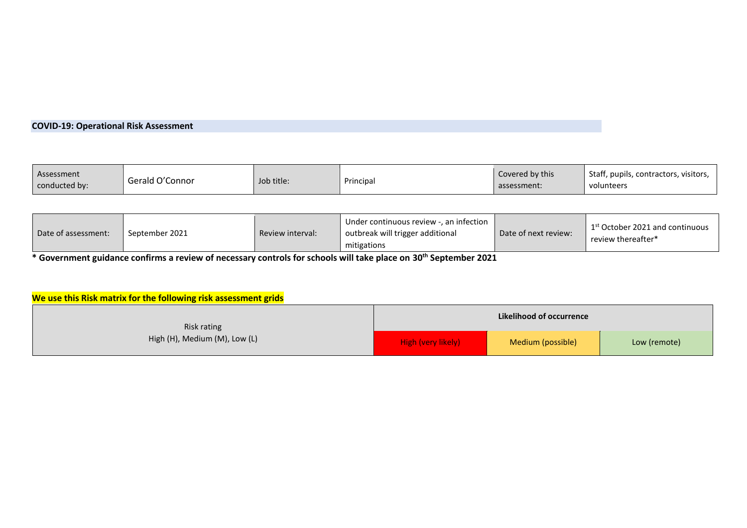## COVID-19: Operational Risk Assessment

| Assessment conducted by: | Gerald O'Connor | Job title: | Principal | Covered by this assessment: | Staff, pupils, contractors, visitors, volunteers |
|---|---|---|---|---|---|

| Date of assessment: | September 2021 | Review interval: | Under continuous review -, an infection outbreak will trigger additional mitigations | Date of next review: | 1st October 2021 and continuous review thereafter* |
|---|---|---|---|---|---|

**\* Government guidance confirms a review of necessary controls for schools will take place on 30th September 2021**

**We use this Risk matrix for the following risk assessment grids**

| Risk rating High (H), Medium (M), Low (L) | Likelihood of occurrence | | |
|---|---|---|---|
| | High (very likely) | Medium (possible) | Low (remote) |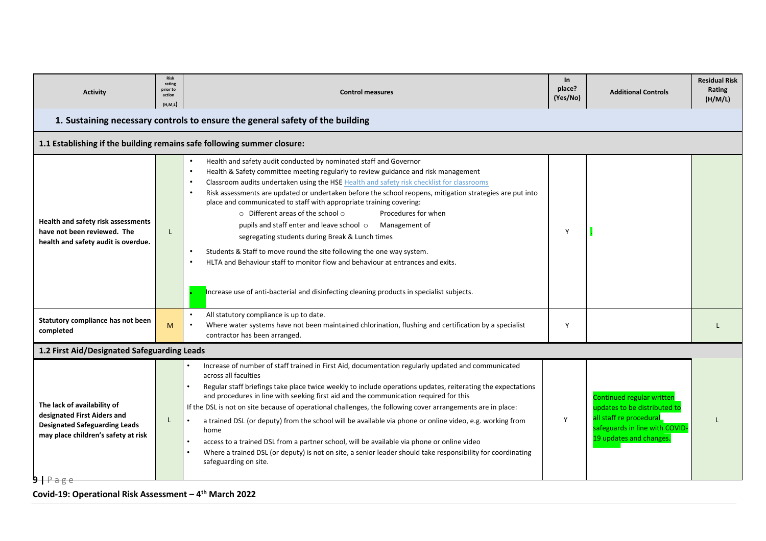| Activity | Risk rating prior to action (H,M,L) | Control measures | In place? (Yes/No) | Additional Controls | Residual Risk Rating (H/M/L) |
|---|---|---|---|---|---|
| **1. Sustaining necessary controls to ensure the general safety of the building** | | | | | |
| **1.1 Establishing if the building remains safe following summer closure:** | | | | | |
| **Health and safety risk assessments have not been reviewed. The health and safety audit is overdue.** | L | • Health and safety audit conducted by nominated staff and Governor<br>• Health & Safety committee meeting regularly to review guidance and risk management<br>• Classroom audits undertaken using the HSE Health and safety risk checklist for classrooms<br>• Risk assessments are updated or undertaken before the school reopens, mitigation strategies are put into place and communicated to staff with appropriate training covering:<br>○ Different areas of the school ○ Procedures for when pupils and staff enter and leave school ○ Management of segregating students during Break & Lunch times<br>• Students & Staff to move round the site following the one way system.<br>• HLTA and Behaviour staff to monitor flow and behaviour at entrances and exits.<br>• Increase use of anti-bacterial and disinfecting cleaning products in specialist subjects. | Y | | |
| **Statutory compliance has not been completed** | M | • All statutory compliance is up to date.<br>• Where water systems have not been maintained chlorination, flushing and certification by a specialist contractor has been arranged. | Y | | L |
| **1.2 First Aid/Designated Safeguarding Leads** | | | | | |
| **The lack of availability of designated First Aiders and Designated Safeguarding Leads may place children's safety at risk** | L | • Increase of number of staff trained in First Aid, documentation regularly updated and communicated across all faculties<br>• Regular staff briefings take place twice weekly to include operations updates, reiterating the expectations and procedures in line with seeking first aid and the communication required for this<br>If the DSL is not on site because of operational challenges, the following cover arrangements are in place:<br>• a trained DSL (or deputy) from the school will be available via phone or online video, e.g. working from home<br>• access to a trained DSL from a partner school, will be available via phone or online video<br>• Where a trained DSL (or deputy) is not on site, a senior leader should take responsibility for coordinating safeguarding on site. | Y | Continued regular written updates to be distributed to all staff re procedural safeguards in line with COVID-19 updates and changes. | L |

**Covid-19: Operational Risk Assessment – 4th March 2022**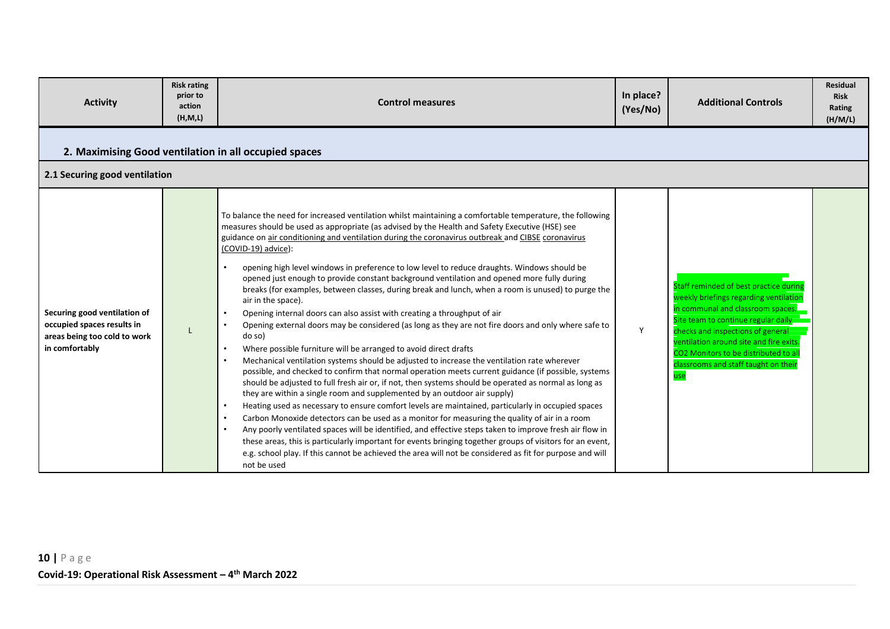| Activity | Risk rating prior to action (H,M,L) | Control measures | In place? (Yes/No) | Additional Controls | Residual Risk Rating (H/M/L) |
|---|---|---|---|---|---|
| **2. Maximising Good ventilation in all occupied spaces** | | | | | |
| **2.1 Securing good ventilation** | | | | | |
| **Securing good ventilation of occupied spaces results in areas being too cold to work in comfortably** | L | To balance the need for increased ventilation whilst maintaining a comfortable temperature, the following measures should be used as appropriate (as advised by the Health and Safety Executive (HSE) see guidance on air conditioning and ventilation during the coronavirus outbreak and CIBSE coronavirus (COVID-19) advice):<br>• opening high level windows in preference to low level to reduce draughts. Windows should be opened just enough to provide constant background ventilation and opened more fully during breaks (for examples, between classes, during break and lunch, when a room is unused) to purge the air in the space).<br>• Opening internal doors can also assist with creating a throughput of air<br>• Opening external doors may be considered (as long as they are not fire doors and only where safe to do so)<br>• Where possible furniture will be arranged to avoid direct drafts<br>• Mechanical ventilation systems should be adjusted to increase the ventilation rate wherever possible, and checked to confirm that normal operation meets current guidance (if possible, systems should be adjusted to full fresh air or, if not, then systems should be operated as normal as long as they are within a single room and supplemented by an outdoor air supply)<br>• Heating used as necessary to ensure comfort levels are maintained, particularly in occupied spaces<br>• Carbon Monoxide detectors can be used as a monitor for measuring the quality of air in a room<br>• Any poorly ventilated spaces will be identified, and effective steps taken to improve fresh air flow in these areas, this is particularly important for events bringing together groups of visitors for an event, e.g. school play. If this cannot be achieved the area will not be considered as fit for purpose and will not be used | Y | Staff reminded of best practice during weekly briefings regarding ventilation in communal and classroom spaces. Site team to continue regular daily checks and inspections of general ventilation around site and fire exits. $CO_2$ Monitors to be distributed to all classrooms and staff taught on their use | |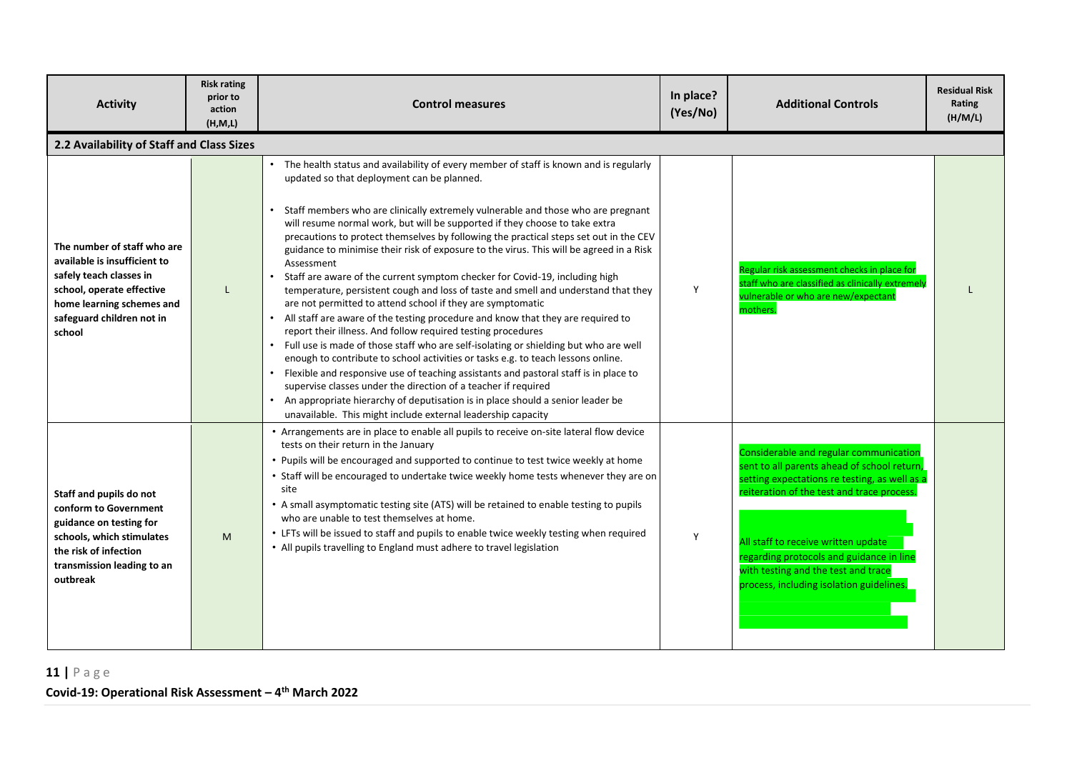| Activity | Risk rating prior to action (H,M,L) | Control measures | In place? (Yes/No) | Additional Controls | Residual Risk Rating (H/M/L) |
|---|---|---|---|---|---|
| **2.2 Availability of Staff and Class Sizes** | | | | | |
| **The number of staff who are available is insufficient to safely teach classes in school, operate effective home learning schemes and safeguard children not in school** | L | • The health status and availability of every member of staff is known and is regularly updated so that deployment can be planned.<br>• Staff members who are clinically extremely vulnerable and those who are pregnant will resume normal work, but will be supported if they choose to take extra precautions to protect themselves by following the practical steps set out in the CEV guidance to minimise their risk of exposure to the virus. This will be agreed in a Risk Assessment<br>• Staff are aware of the current symptom checker for Covid-19, including high temperature, persistent cough and loss of taste and smell and understand that they are not permitted to attend school if they are symptomatic<br>• All staff are aware of the testing procedure and know that they are required to report their illness. And follow required testing procedures<br>• Full use is made of those staff who are self-isolating or shielding but who are well enough to contribute to school activities or tasks e.g. to teach lessons online.<br>• Flexible and responsive use of teaching assistants and pastoral staff is in place to supervise classes under the direction of a teacher if required<br>• An appropriate hierarchy of deputisation is in place should a senior leader be unavailable. This might include external leadership capacity | Y | Regular risk assessment checks in place for staff who are classified as clinically extremely vulnerable or who are new/expectant mothers. | L |
| **Staff and pupils do not conform to Government guidance on testing for schools, which stimulates the risk of infection transmission leading to an outbreak** | M | • Arrangements are in place to enable all pupils to receive on-site lateral flow device tests on their return in the January<br>• Pupils will be encouraged and supported to continue to test twice weekly at home<br>• Staff will be encouraged to undertake twice weekly home tests whenever they are on site<br>• A small asymptomatic testing site (ATS) will be retained to enable testing to pupils who are unable to test themselves at home.<br>• LFTs will be issued to staff and pupils to enable twice weekly testing when required<br>• All pupils travelling to England must adhere to travel legislation | Y | Considerable and regular communication sent to all parents ahead of school return, setting expectations re testing, as well as a reiteration of the test and trace process.<br><br>All staff to receive written update regarding protocols and guidance in line with testing and the test and trace process, including isolation guidelines. | |

Covid-19: Operational Risk Assessment – 4th March 2022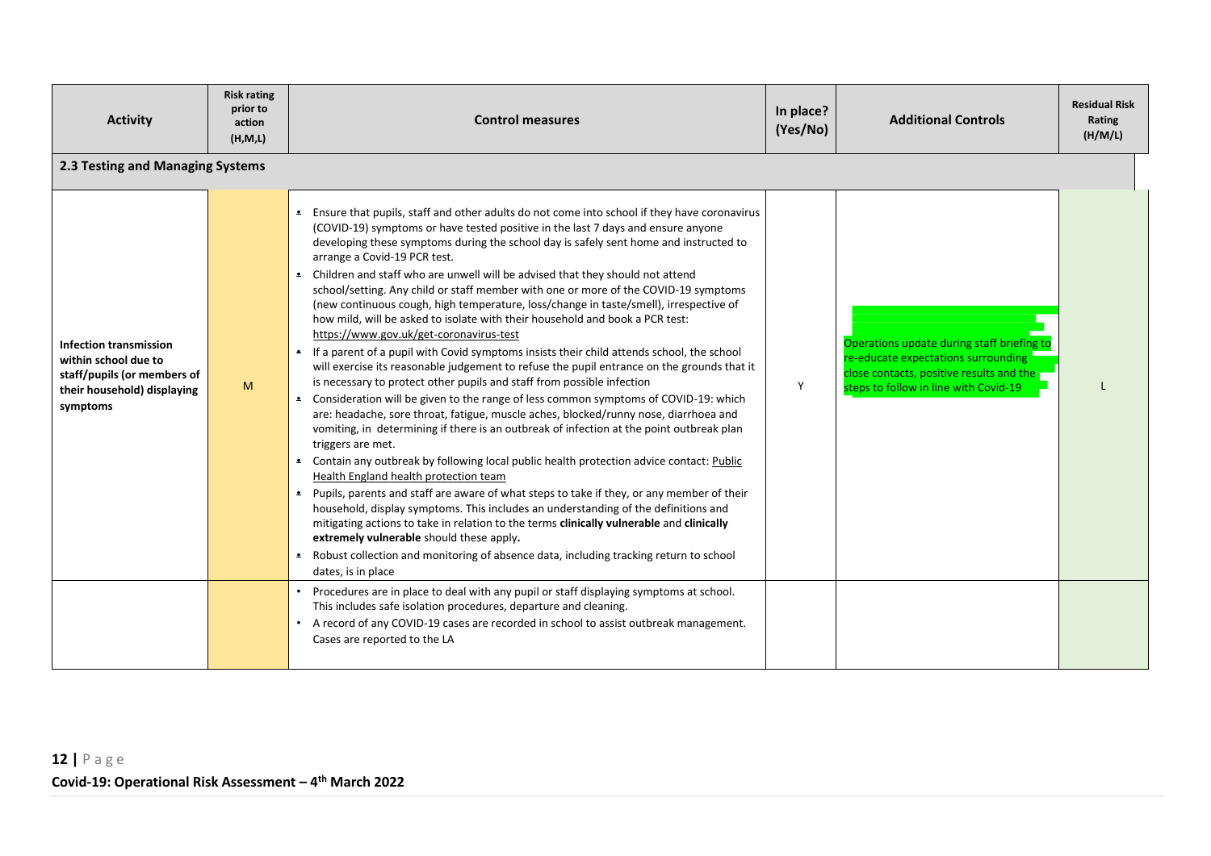| Activity | Risk rating prior to action (H,M,L) | Control measures | In place? (Yes/No) | Additional Controls | Residual Risk Rating (H/M/L) |
|---|---|---|---|---|---|
| **2.3 Testing and Managing Systems** | | | | | |
| **Infection transmission within school due to staff/pupils (or members of their household) displaying symptoms** | M | • Ensure that pupils, staff and other adults do not come into school if they have coronavirus (COVID-19) symptoms or have tested positive in the last 7 days and ensure anyone developing these symptoms during the school day is safely sent home and instructed to arrange a Covid-19 PCR test.<br>• Children and staff who are unwell will be advised that they should not attend school/setting. Any child or staff member with one or more of the COVID-19 symptoms (new continuous cough, high temperature, loss/change in taste/smell), irrespective of how mild, will be asked to isolate with their household and book a PCR test: https://www.gov.uk/get-coronavirus-test<br>• If a parent of a pupil with Covid symptoms insists their child attends school, the school will exercise its reasonable judgement to refuse the pupil entrance on the grounds that it is necessary to protect other pupils and staff from possible infection<br>• Consideration will be given to the range of less common symptoms of COVID-19: which are: headache, sore throat, fatigue, muscle aches, blocked/runny nose, diarrhoea and vomiting, in determining if there is an outbreak of infection at the point outbreak plan triggers are met.<br>• Contain any outbreak by following local public health protection advice contact: Public Health England health protection team<br>• Pupils, parents and staff are aware of what steps to take if they, or any member of their household, display symptoms. This includes an understanding of the definitions and mitigating actions to take in relation to the terms **clinically vulnerable** and **clinically extremely vulnerable** should these apply**.**<br>• Robust collection and monitoring of absence data, including tracking return to school dates, is in place | Y | Operations update during staff briefing to re-educate expectations surrounding close contacts, positive results and the steps to follow in line with Covid-19 | L |
| | | • Procedures are in place to deal with any pupil or staff displaying symptoms at school. This includes safe isolation procedures, departure and cleaning.<br>• A record of any COVID-19 cases are recorded in school to assist outbreak management. Cases are reported to the LA | | | |

**Covid-19: Operational Risk Assessment – 4th March 2022**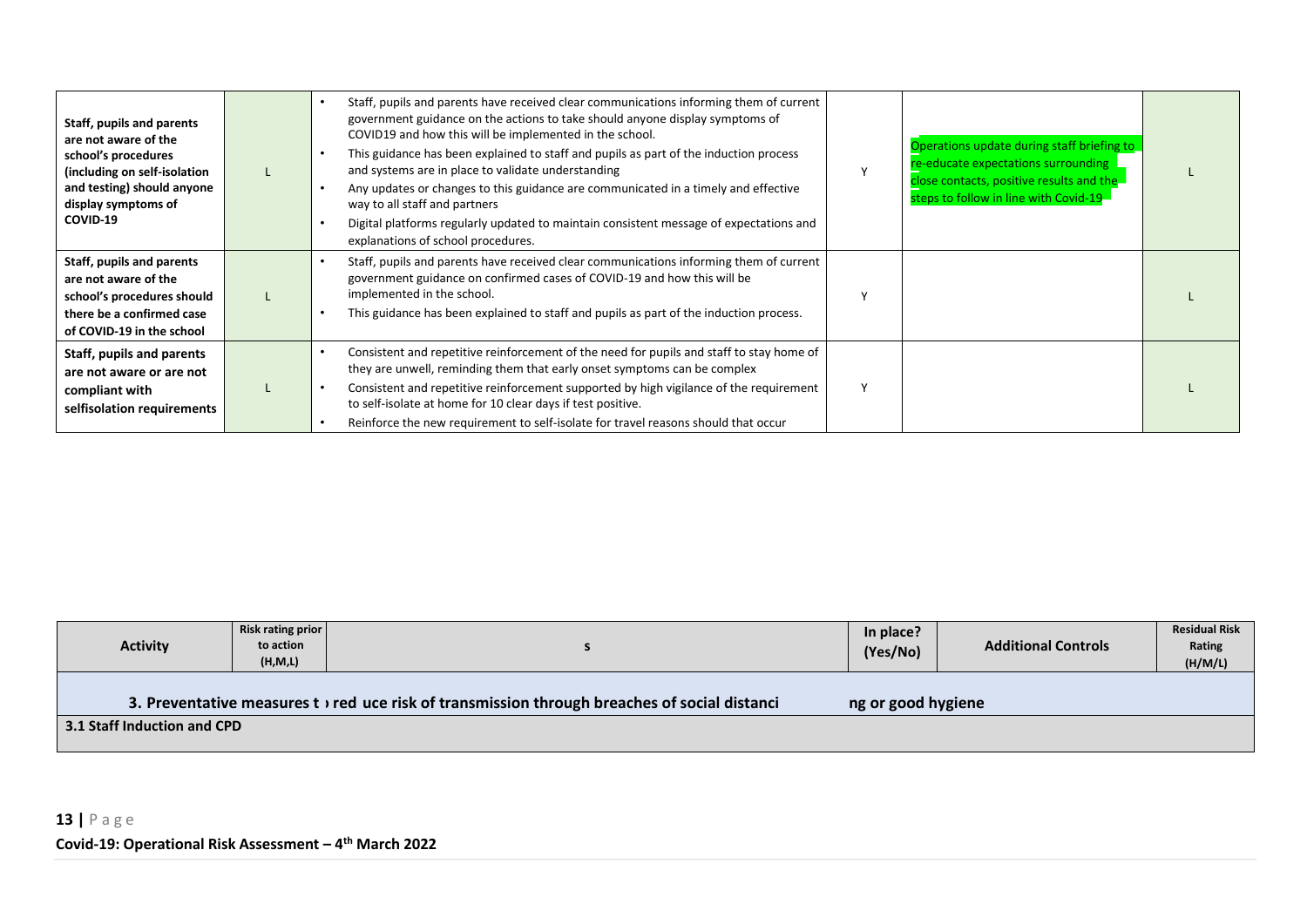| Staff, pupils and parents are not aware of the school's procedures (including on self-isolation and testing) should anyone display symptoms of COVID-19 | L | • Staff, pupils and parents have received clear communications informing them of current government guidance on the actions to take should anyone display symptoms of COVID19 and how this will be implemented in the school.<br>• This guidance has been explained to staff and pupils as part of the induction process and systems are in place to validate understanding<br>• Any updates or changes to this guidance are communicated in a timely and effective way to all staff and partners<br>• Digital platforms regularly updated to maintain consistent message of expectations and explanations of school procedures. | Y | Operations update during staff briefing to re-educate expectations surrounding close contacts, positive results and the steps to follow in line with Covid-19 | L |
|---|---|---|---|---|---|
| Staff, pupils and parents are not aware of the school's procedures should there be a confirmed case of COVID-19 in the school | L | • Staff, pupils and parents have received clear communications informing them of current government guidance on confirmed cases of COVID-19 and how this will be implemented in the school.<br>• This guidance has been explained to staff and pupils as part of the induction process. | Y | | L |
| Staff, pupils and parents are not aware or are not compliant with selfisolation requirements | L | • Consistent and repetitive reinforcement of the need for pupils and staff to stay home of they are unwell, reminding them that early onset symptoms can be complex<br>• Consistent and repetitive reinforcement supported by high vigilance of the requirement to self-isolate at home for 10 clear days if test positive.<br>• Reinforce the new requirement to self-isolate for travel reasons should that occur | Y | | L |

| Activity | Risk rating prior to action (H,M,L) | s | In place? (Yes/No) | Additional Controls | Residual Risk Rating (H/M/L) |
|---|---|---|---|---|---|
| **3. Preventative measures to reduce risk of transmission through breaches of social distancing or good hygiene** | | | | | |
| **3.1 Staff Induction and CPD** | | | | | |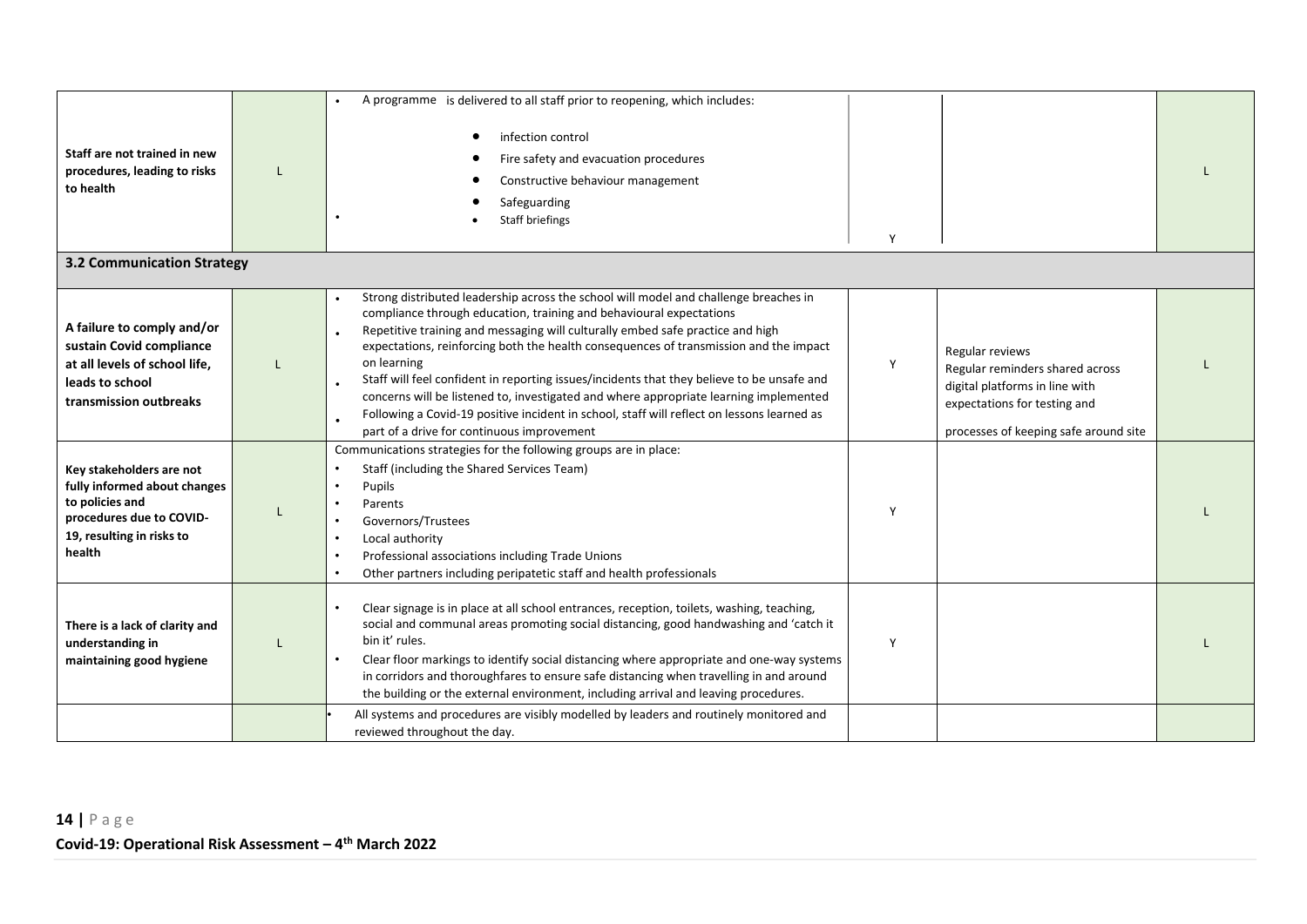| | | | | | |
|---|---|---|---|---|---|
| **Staff are not trained in new procedures, leading to risks to health** | L | • A programme is delivered to all staff prior to reopening, which includes:<br>• infection control<br>• Fire safety and evacuation procedures<br>• Constructive behaviour management<br>• Safeguarding<br>• Staff briefings | Y | | L |
| **3.2 Communication Strategy** | | | | | |
| **A failure to comply and/or sustain Covid compliance at all levels of school life, leads to school transmission outbreaks** | L | • Strong distributed leadership across the school will model and challenge breaches in compliance through education, training and behavioural expectations<br>• Repetitive training and messaging will culturally embed safe practice and high expectations, reinforcing both the health consequences of transmission and the impact on learning<br>• Staff will feel confident in reporting issues/incidents that they believe to be unsafe and concerns will be listened to, investigated and where appropriate learning implemented<br>• Following a Covid-19 positive incident in school, staff will reflect on lessons learned as part of a drive for continuous improvement | Y | Regular reviews<br>Regular reminders shared across digital platforms in line with expectations for testing and<br>processes of keeping safe around site | L |
| **Key stakeholders are not fully informed about changes to policies and procedures due to COVID-19, resulting in risks to health** | L | Communications strategies for the following groups are in place:<br>• Staff (including the Shared Services Team)<br>• Pupils<br>• Parents<br>• Governors/Trustees<br>• Local authority<br>• Professional associations including Trade Unions<br>• Other partners including peripatetic staff and health professionals | Y | | L |
| **There is a lack of clarity and understanding in maintaining good hygiene** | L | • Clear signage is in place at all school entrances, reception, toilets, washing, teaching, social and communal areas promoting social distancing, good handwashing and 'catch it bin it' rules.<br>• Clear floor markings to identify social distancing where appropriate and one-way systems in corridors and thoroughfares to ensure safe distancing when travelling in and around the building or the external environment, including arrival and leaving procedures. | Y | | L |
| | | • All systems and procedures are visibly modelled by leaders and routinely monitored and reviewed throughout the day. | | | |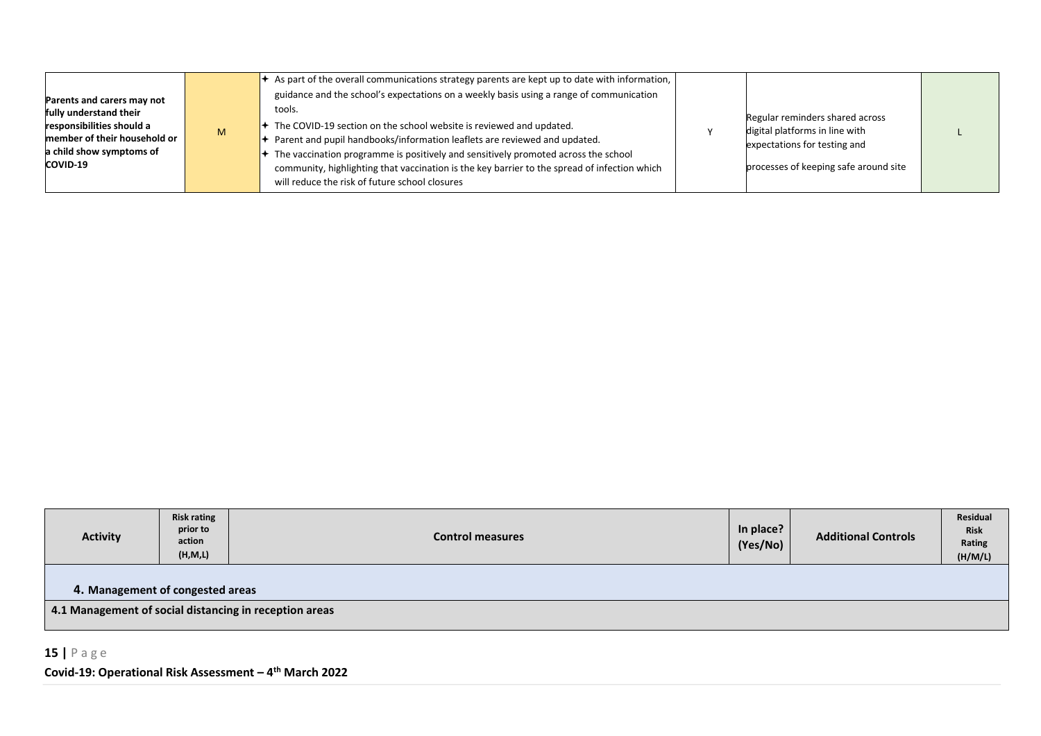| | | | | | |
|---|---|---|---|---|---|
| **Parents and carers may not fully understand their responsibilities should a member of their household or a child show symptoms of COVID-19** | M | ✦ As part of the overall communications strategy parents are kept up to date with information, guidance and the school's expectations on a weekly basis using a range of communication tools.<br>✦ The COVID-19 section on the school website is reviewed and updated.<br>✦ Parent and pupil handbooks/information leaflets are reviewed and updated.<br>✦ The vaccination programme is positively and sensitively promoted across the school community, highlighting that vaccination is the key barrier to the spread of infection which will reduce the risk of future school closures | Y | Regular reminders shared across digital platforms in line with expectations for testing and<br><br>processes of keeping safe around site | L |

| Activity | Risk rating prior to action (H,M,L) | Control measures | In place? (Yes/No) | Additional Controls | Residual Risk Rating (H/M/L) |
|---|---|---|---|---|---|
| **4. Management of congested areas** | | | | | |
| **4.1 Management of social distancing in reception areas** | | | | | |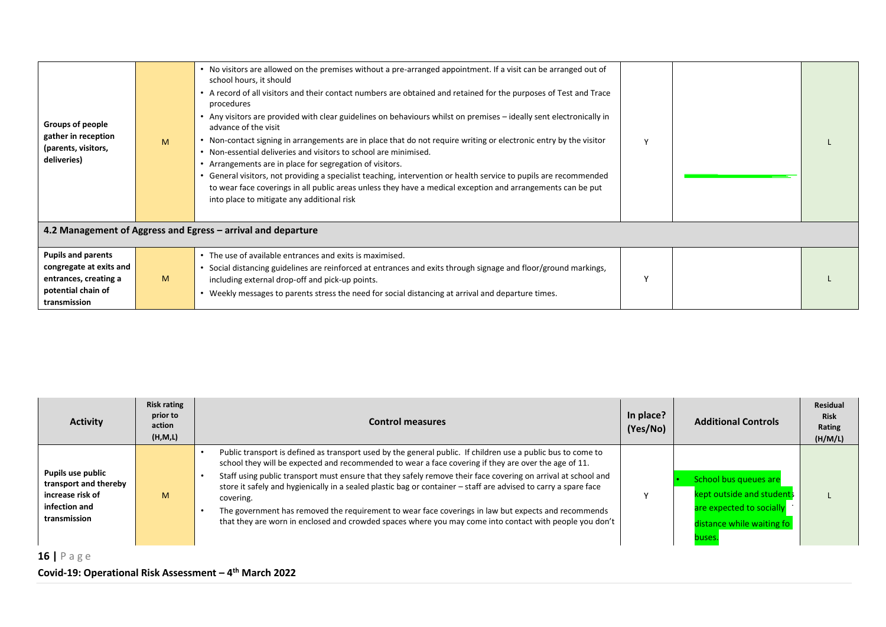| Activity | Risk rating prior to action (H,M,L) | Control measures | In place? (Yes/No) | Additional Controls | Residual Risk Rating (H/M/L) |
|---|---|---|---|---|---|
| **Groups of people gather in reception (parents, visitors, deliveries)** | M | • No visitors are allowed on the premises without a pre-arranged appointment. If a visit can be arranged out of school hours, it should<br>• A record of all visitors and their contact numbers are obtained and retained for the purposes of Test and Trace procedures<br>• Any visitors are provided with clear guidelines on behaviours whilst on premises – ideally sent electronically in advance of the visit<br>• Non-contact signing in arrangements are in place that do not require writing or electronic entry by the visitor<br>• Non-essential deliveries and visitors to school are minimised.<br>• Arrangements are in place for segregation of visitors.<br>• General visitors, not providing a specialist teaching, intervention or health service to pupils are recommended to wear face coverings in all public areas unless they have a medical exception and arrangements can be put into place to mitigate any additional risk | Y | | L |
| **4.2 Management of Aggress and Egress – arrival and departure** | | | | | |
| **Pupils and parents congregate at exits and entrances, creating a potential chain of transmission** | M | • The use of available entrances and exits is maximised.<br>• Social distancing guidelines are reinforced at entrances and exits through signage and floor/ground markings, including external drop-off and pick-up points.<br>• Weekly messages to parents stress the need for social distancing at arrival and departure times. | Y | | L |

| Activity | Risk rating prior to action (H,M,L) | Control measures | In place? (Yes/No) | Additional Controls | Residual Risk Rating (H/M/L) |
|---|---|---|---|---|---|
| **Pupils use public transport and thereby increase risk of infection and transmission** | M | • Public transport is defined as transport used by the general public. If children use a public bus to come to school they will be expected and recommended to wear a face covering if they are over the age of 11.<br>• Staff using public transport must ensure that they safely remove their face covering on arrival at school and store it safely and hygienically in a sealed plastic bag or container – staff are advised to carry a spare face covering.<br>• The government has removed the requirement to wear face coverings in law but expects and recommends that they are worn in enclosed and crowded spaces where you may come into contact with people you don't | Y | • School bus queues are kept outside and students are expected to socially distance while waiting fo buses. | L |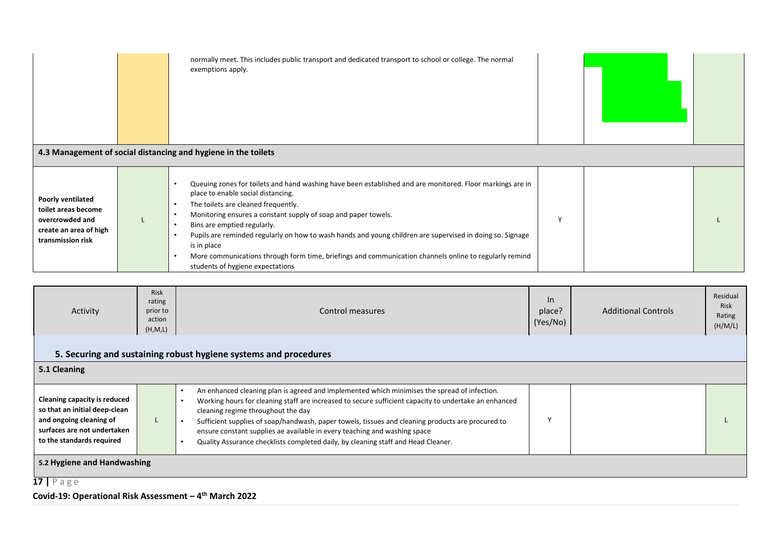| | | | | | |
|---|---|---|---|---|---|
| | | normally meet. This includes public transport and dedicated transport to school or college. The normal exemptions apply. | | | |
| **4.3 Management of social distancing and hygiene in the toilets** | | | | | |
| **Poorly ventilated toilet areas become overcrowded and create an area of high transmission risk** | L | • Queuing zones for toilets and hand washing have been established and are monitored. Floor markings are in place to enable social distancing.<br>• The toilets are cleaned frequently.<br>• Monitoring ensures a constant supply of soap and paper towels.<br>• Bins are emptied regularly.<br>• Pupils are reminded regularly on how to wash hands and young children are supervised in doing so. Signage is in place<br>• More communications through form time, briefings and communication channels online to regularly remind students of hygiene expectations | Y | | L |

| Activity | Risk rating prior to action (H,M,L) | Control measures | In place? (Yes/No) | Additional Controls | Residual Risk Rating (H/M/L) |
|---|---|---|---|---|---|
| **5. Securing and sustaining robust hygiene systems and procedures** | | | | | |
| **5.1 Cleaning** | | | | | |
| **Cleaning capacity is reduced so that an initial deep-clean and ongoing cleaning of surfaces are not undertaken to the standards required** | L | • An enhanced cleaning plan is agreed and implemented which minimises the spread of infection.<br>• Working hours for cleaning staff are increased to secure sufficient capacity to undertake an enhanced cleaning regime throughout the day<br>• Sufficient supplies of soap/handwash, paper towels, tissues and cleaning products are procured to ensure constant supplies ae available in every teaching and washing space<br>• Quality Assurance checklists completed daily, by cleaning staff and Head Cleaner. | Y | | L |
| **5.2 Hygiene and Handwashing** | | | | | |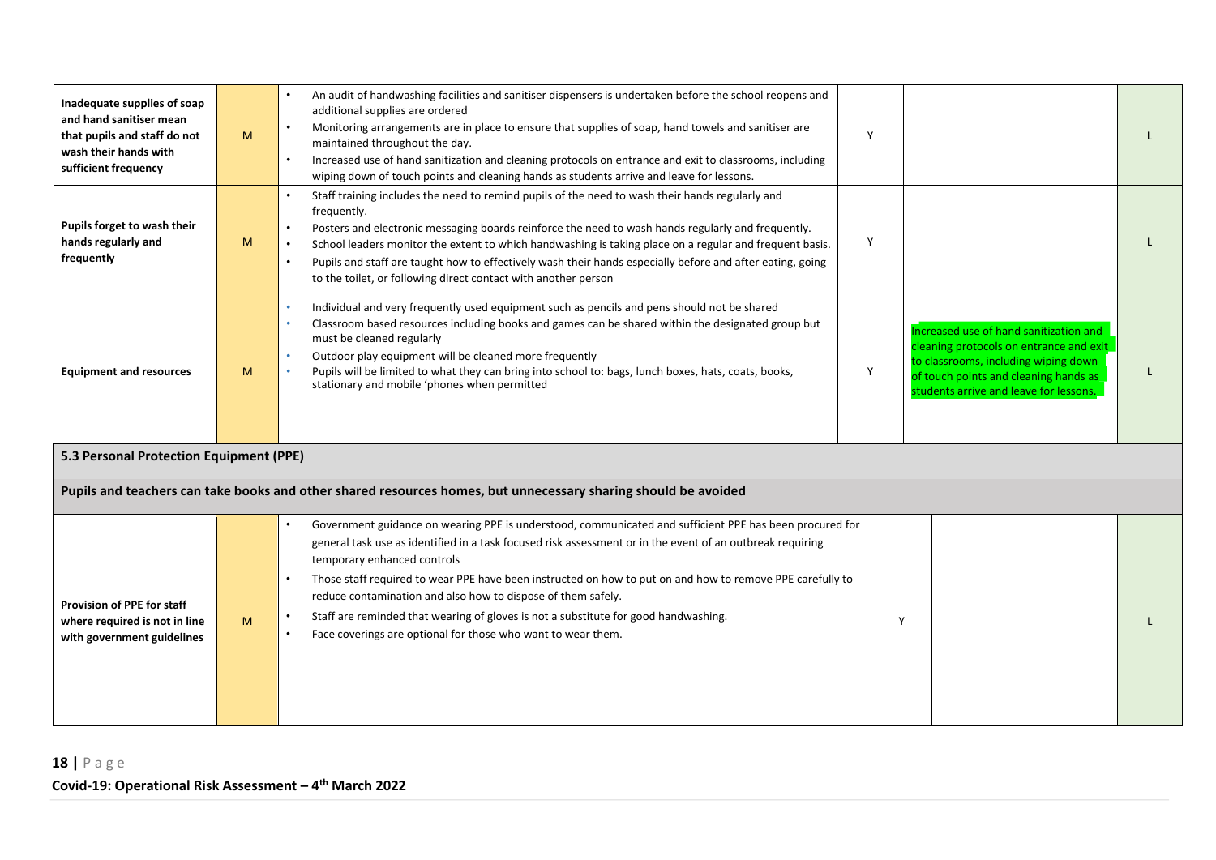| | | | | | |
|---|---|---|---|---|---|
| **Inadequate supplies of soap and hand sanitiser mean that pupils and staff do not wash their hands with sufficient frequency** | M | • An audit of handwashing facilities and sanitiser dispensers is undertaken before the school reopens and additional supplies are ordered<br>• Monitoring arrangements are in place to ensure that supplies of soap, hand towels and sanitiser are maintained throughout the day.<br>• Increased use of hand sanitization and cleaning protocols on entrance and exit to classrooms, including wiping down of touch points and cleaning hands as students arrive and leave for lessons. | Y | | L |
| **Pupils forget to wash their hands regularly and frequently** | M | • Staff training includes the need to remind pupils of the need to wash their hands regularly and frequently.<br>• Posters and electronic messaging boards reinforce the need to wash hands regularly and frequently.<br>• School leaders monitor the extent to which handwashing is taking place on a regular and frequent basis.<br>• Pupils and staff are taught how to effectively wash their hands especially before and after eating, going to the toilet, or following direct contact with another person | Y | | L |
| **Equipment and resources** | M | • Individual and very frequently used equipment such as pencils and pens should not be shared<br>• Classroom based resources including books and games can be shared within the designated group but must be cleaned regularly<br>• Outdoor play equipment will be cleaned more frequently<br>• Pupils will be limited to what they can bring into school to: bags, lunch boxes, hats, coats, books, stationary and mobile 'phones when permitted | Y | Increased use of hand sanitization and cleaning protocols on entrance and exit to classrooms, including wiping down of touch points and cleaning hands as students arrive and leave for lessons. | L |
| **5.3 Personal Protection Equipment (PPE)** | | | | | |
| **Pupils and teachers can take books and other shared resources homes, but unnecessary sharing should be avoided** | | | | | |
| **Provision of PPE for staff where required is not in line with government guidelines** | M | • Government guidance on wearing PPE is understood, communicated and sufficient PPE has been procured for general task use as identified in a task focused risk assessment or in the event of an outbreak requiring temporary enhanced controls<br>• Those staff required to wear PPE have been instructed on how to put on and how to remove PPE carefully to reduce contamination and also how to dispose of them safely.<br>• Staff are reminded that wearing of gloves is not a substitute for good handwashing.<br>• Face coverings are optional for those who want to wear them. | Y | | L |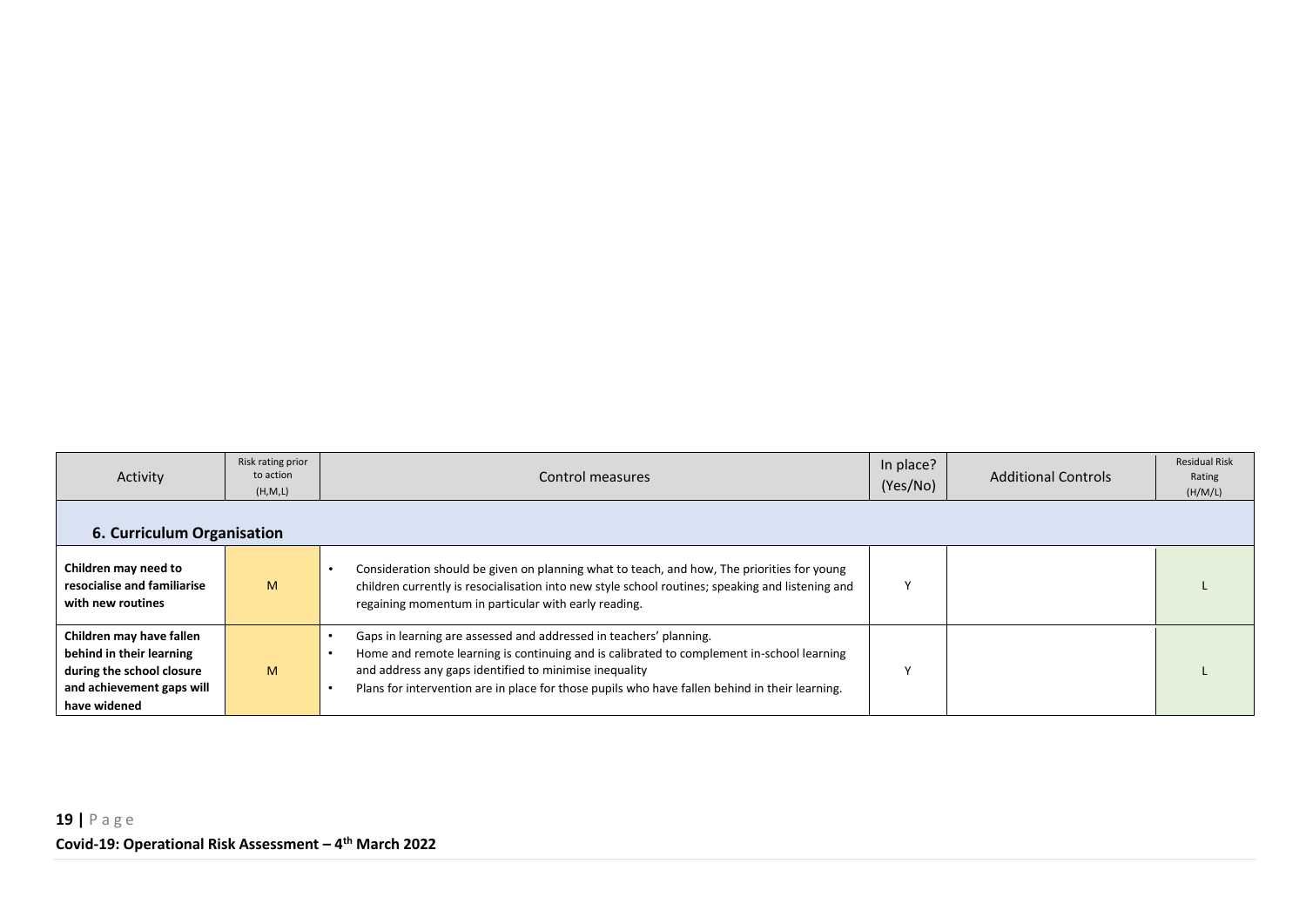| Activity | Risk rating prior to action (H,M,L) | Control measures | In place? (Yes/No) | Additional Controls | Residual Risk Rating (H/M/L) |
|---|---|---|---|---|---|
| **6. Curriculum Organisation** | | | | | |
| **Children may need to resocialise and familiarise with new routines** | M | • Consideration should be given on planning what to teach, and how, The priorities for young children currently is resocialisation into new style school routines; speaking and listening and regaining momentum in particular with early reading. | Y | | L |
| **Children may have fallen behind in their learning during the school closure and achievement gaps will have widened** | M | • Gaps in learning are assessed and addressed in teachers' planning.<br>• Home and remote learning is continuing and is calibrated to complement in-school learning and address any gaps identified to minimise inequality<br>• Plans for intervention are in place for those pupils who have fallen behind in their learning. | Y | | L |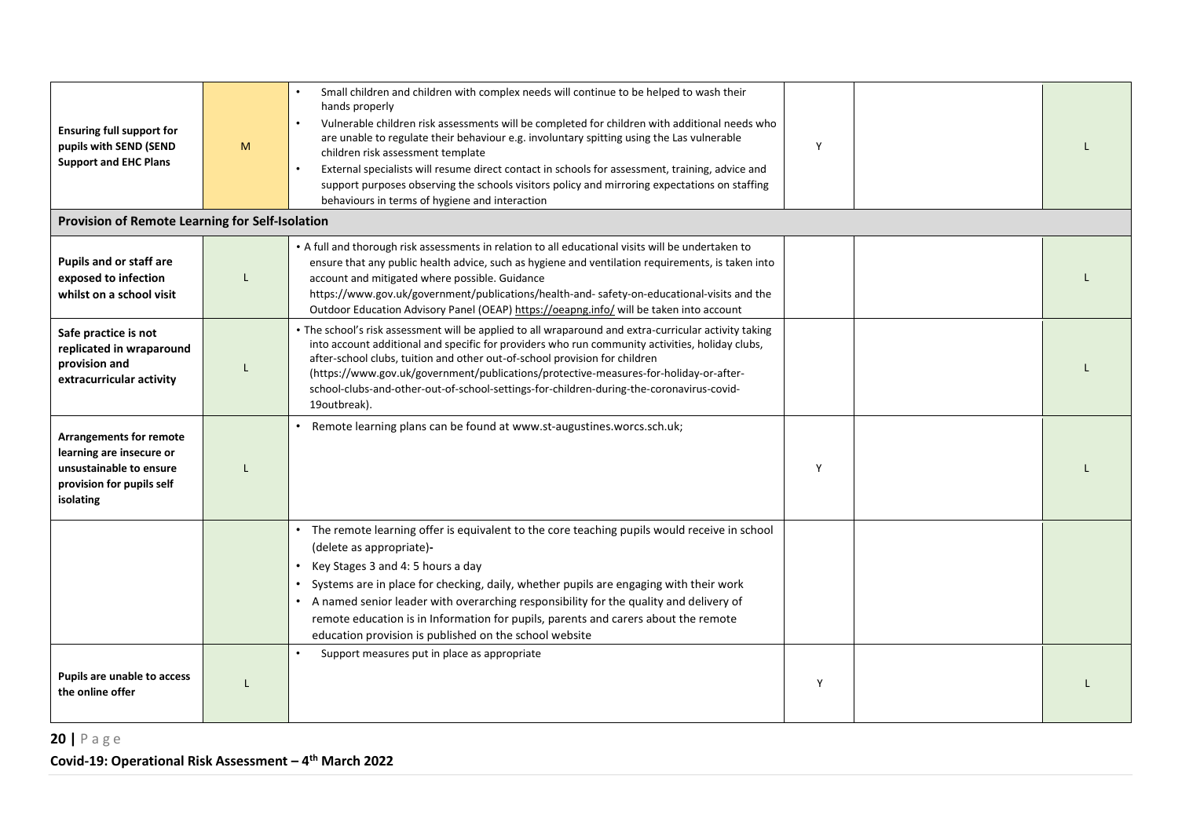| | | | | | |
|---|---|---|---|---|---|
| **Ensuring full support for pupils with SEND (SEND Support and EHC Plans** | M | • Small children and children with complex needs will continue to be helped to wash their hands properly<br>• Vulnerable children risk assessments will be completed for children with additional needs who are unable to regulate their behaviour e.g. involuntary spitting using the Las vulnerable children risk assessment template<br>• External specialists will resume direct contact in schools for assessment, training, advice and support purposes observing the schools visitors policy and mirroring expectations on staffing behaviours in terms of hygiene and interaction | Y | | L |
| **Provision of Remote Learning for Self-Isolation** | | | | | |
| **Pupils and or staff are exposed to infection whilst on a school visit** | L | • A full and thorough risk assessments in relation to all educational visits will be undertaken to ensure that any public health advice, such as hygiene and ventilation requirements, is taken into account and mitigated where possible. Guidance https://www.gov.uk/government/publications/health-and- safety-on-educational-visits and the Outdoor Education Advisory Panel (OEAP) https://oeapng.info/ will be taken into account | | | L |
| **Safe practice is not replicated in wraparound provision and extracurricular activity** | L | • The school's risk assessment will be applied to all wraparound and extra-curricular activity taking into account additional and specific for providers who run community activities, holiday clubs, after-school clubs, tuition and other out-of-school provision for children (https://www.gov.uk/government/publications/protective-measures-for-holiday-or-after-school-clubs-and-other-out-of-school-settings-for-children-during-the-coronavirus-covid-19outbreak). | | | L |
| **Arrangements for remote learning are insecure or unsustainable to ensure provision for pupils self isolating** | L | • Remote learning plans can be found at www.st-augustines.worcs.sch.uk; | Y | | L |
| | | • The remote learning offer is equivalent to the core teaching pupils would receive in school (delete as appropriate)-<br>• Key Stages 3 and 4: 5 hours a day<br>• Systems are in place for checking, daily, whether pupils are engaging with their work<br>• A named senior leader with overarching responsibility for the quality and delivery of remote education is in Information for pupils, parents and carers about the remote education provision is published on the school website | | | |
| **Pupils are unable to access the online offer** | L | • Support measures put in place as appropriate | Y | | L |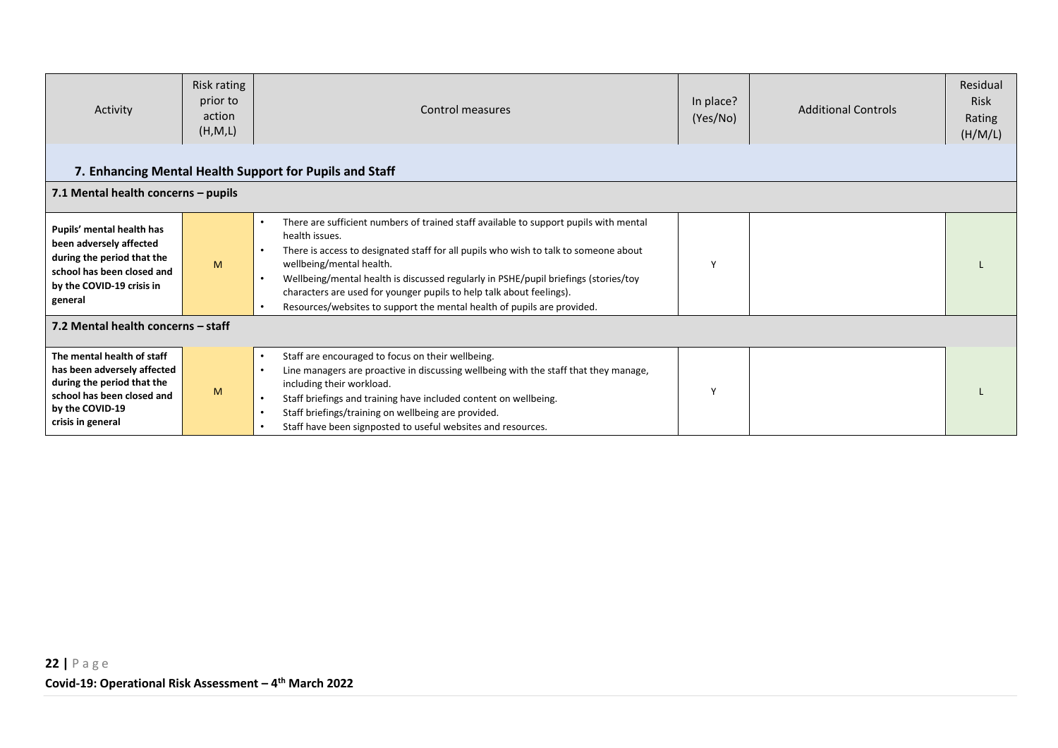| Activity | Risk rating prior to action (H,M,L) | Control measures | In place? (Yes/No) | Additional Controls | Residual Risk Rating (H/M/L) |
|---|---|---|---|---|---|
| **7. Enhancing Mental Health Support for Pupils and Staff** | | | | | |
| **7.1 Mental health concerns – pupils** | | | | | |
| **Pupils' mental health has been adversely affected during the period that the school has been closed and by the COVID-19 crisis in general** | M | • There are sufficient numbers of trained staff available to support pupils with mental health issues.<br>• There is access to designated staff for all pupils who wish to talk to someone about wellbeing/mental health.<br>• Wellbeing/mental health is discussed regularly in PSHE/pupil briefings (stories/toy characters are used for younger pupils to help talk about feelings).<br>• Resources/websites to support the mental health of pupils are provided. | Y | | L |
| **7.2 Mental health concerns – staff** | | | | | |
| **The mental health of staff has been adversely affected during the period that the school has been closed and by the COVID-19 crisis in general** | M | • Staff are encouraged to focus on their wellbeing.<br>• Line managers are proactive in discussing wellbeing with the staff that they manage, including their workload.<br>• Staff briefings and training have included content on wellbeing.<br>• Staff briefings/training on wellbeing are provided.<br>• Staff have been signposted to useful websites and resources. | Y | | L |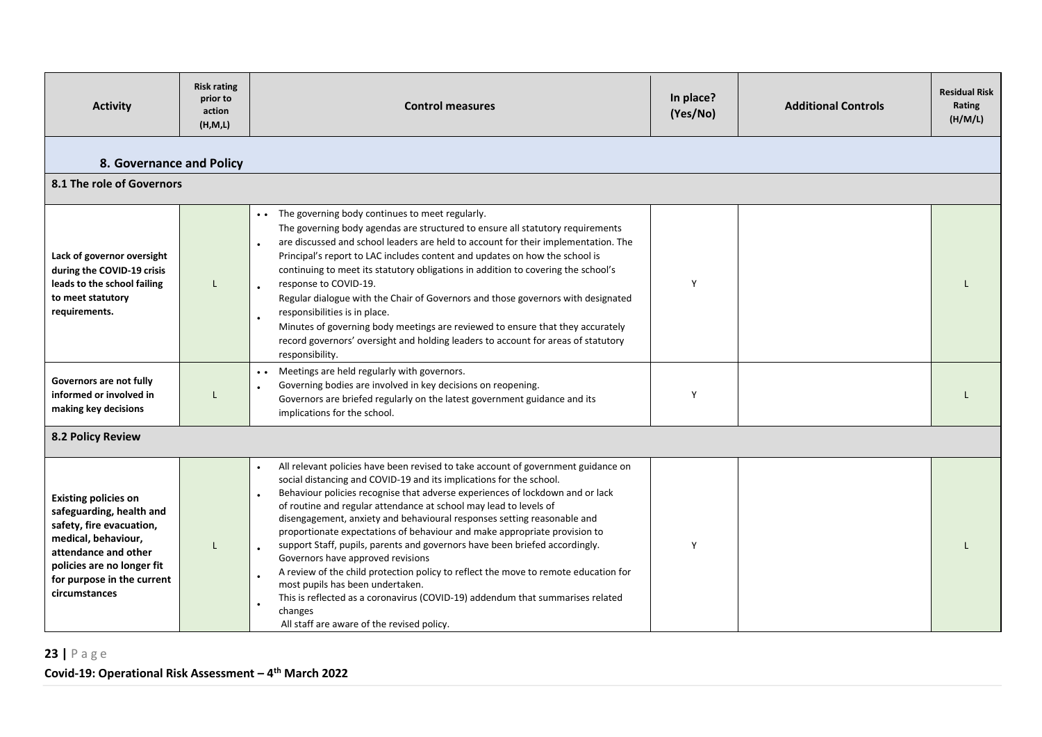| Activity | Risk rating prior to action (H,M,L) | Control measures | In place? (Yes/No) | Additional Controls | Residual Risk Rating (H/M/L) |
|---|---|---|---|---|---|
| **8. Governance and Policy** | | | | | |
| **8.1 The role of Governors** | | | | | |
| **Lack of governor oversight during the COVID-19 crisis leads to the school failing to meet statutory requirements.** | L | • The governing body continues to meet regularly. • The governing body agendas are structured to ensure all statutory requirements are discussed and school leaders are held to account for their implementation. The Principal's report to LAC includes content and updates on how the school is continuing to meet its statutory obligations in addition to covering the school's response to COVID-19. • Regular dialogue with the Chair of Governors and those governors with designated responsibilities is in place. • Minutes of governing body meetings are reviewed to ensure that they accurately record governors' oversight and holding leaders to account for areas of statutory responsibility. | Y | | L |
| **Governors are not fully informed or involved in making key decisions** | L | • Meetings are held regularly with governors. • Governing bodies are involved in key decisions on reopening. • Governors are briefed regularly on the latest government guidance and its implications for the school. | Y | | L |
| **8.2 Policy Review** | | | | | |
| **Existing policies on safeguarding, health and safety, fire evacuation, medical, behaviour, attendance and other policies are no longer fit for purpose in the current circumstances** | L | • All relevant policies have been revised to take account of government guidance on social distancing and COVID-19 and its implications for the school. • Behaviour policies recognise that adverse experiences of lockdown and or lack of routine and regular attendance at school may lead to levels of disengagement, anxiety and behavioural responses setting reasonable and proportionate expectations of behaviour and make appropriate provision to support Staff, pupils, parents and governors have been briefed accordingly. • Governors have approved revisions • A review of the child protection policy to reflect the move to remote education for most pupils has been undertaken. • This is reflected as a coronavirus (COVID-19) addendum that summarises related changes • All staff are aware of the revised policy. | Y | | L |

Covid-19: Operational Risk Assessment – 4th March 2022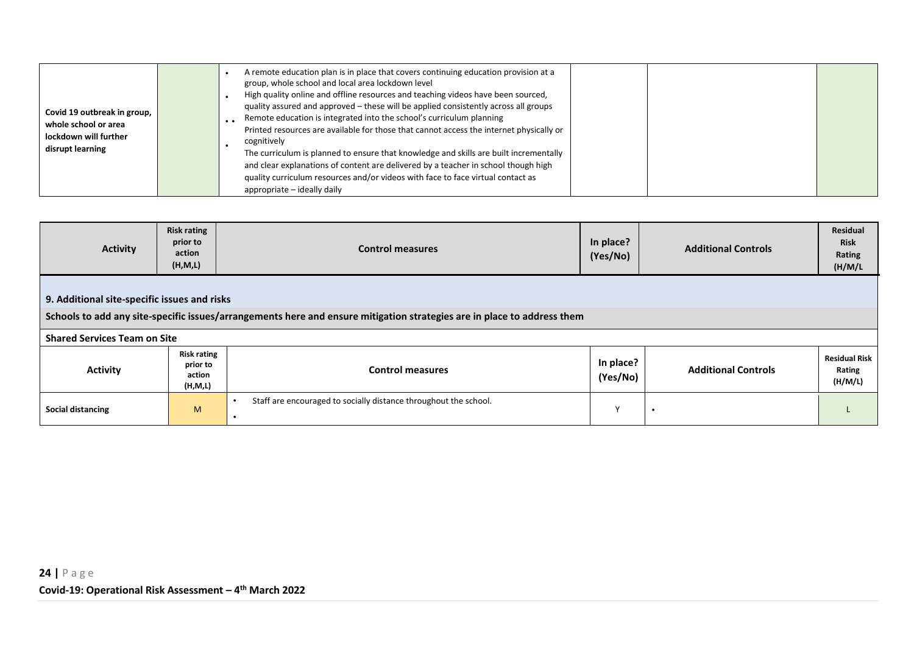| | | | | | |
|---|---|---|---|---|---|
| Covid 19 outbreak in group, whole school or area lockdown will further disrupt learning | | • A remote education plan is in place that covers continuing education provision at a group, whole school and local area lockdown level<br>• High quality online and offline resources and teaching videos have been sourced, quality assured and approved – these will be applied consistently across all groups<br>• Remote education is integrated into the school's curriculum planning<br>• Printed resources are available for those that cannot access the internet physically or cognitively<br>• The curriculum is planned to ensure that knowledge and skills are built incrementally and clear explanations of content are delivered by a teacher in school though high quality curriculum resources and/or videos with face to face virtual contact as appropriate – ideally daily | | | |

| Activity | Risk rating prior to action (H,M,L) | Control measures | In place? (Yes/No) | Additional Controls | Residual Risk Rating (H/M/L |
|---|---|---|---|---|---|

**9. Additional site-specific issues and risks**

**Schools to add any site-specific issues/arrangements here and ensure mitigation strategies are in place to address them**

**Shared Services Team on Site**

| Activity | Risk rating prior to action (H,M,L) | Control measures | In place? (Yes/No) | Additional Controls | Residual Risk Rating (H/M/L) |
|---|---|---|---|---|---|
| Social distancing | M | • Staff are encouraged to socially distance throughout the school.<br>• | Y | • | L |

Covid-19: Operational Risk Assessment – 4th March 2022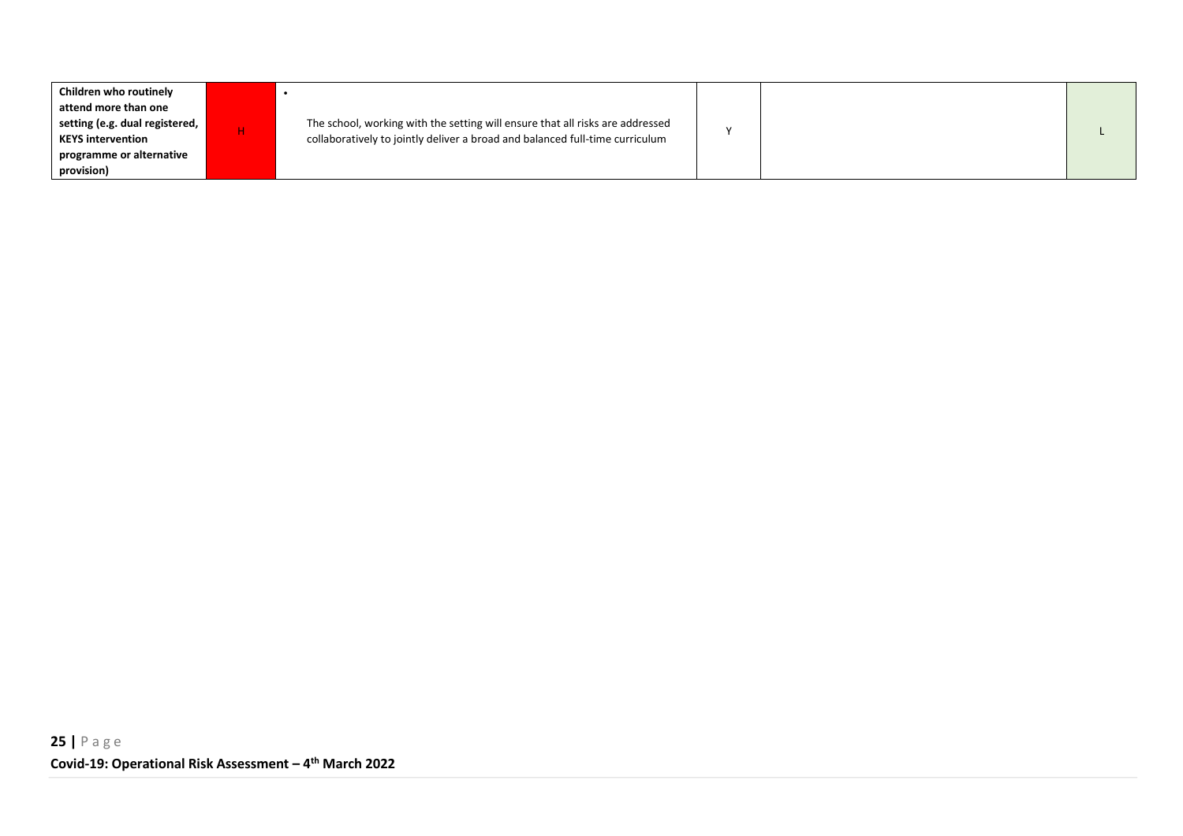| | | | | | |
|---|---|---|---|---|---|
| **Children who routinely attend more than one setting (e.g. dual registered, KEYS intervention programme or alternative provision)** | H | • The school, working with the setting will ensure that all risks are addressed collaboratively to jointly deliver a broad and balanced full-time curriculum | Y | | L |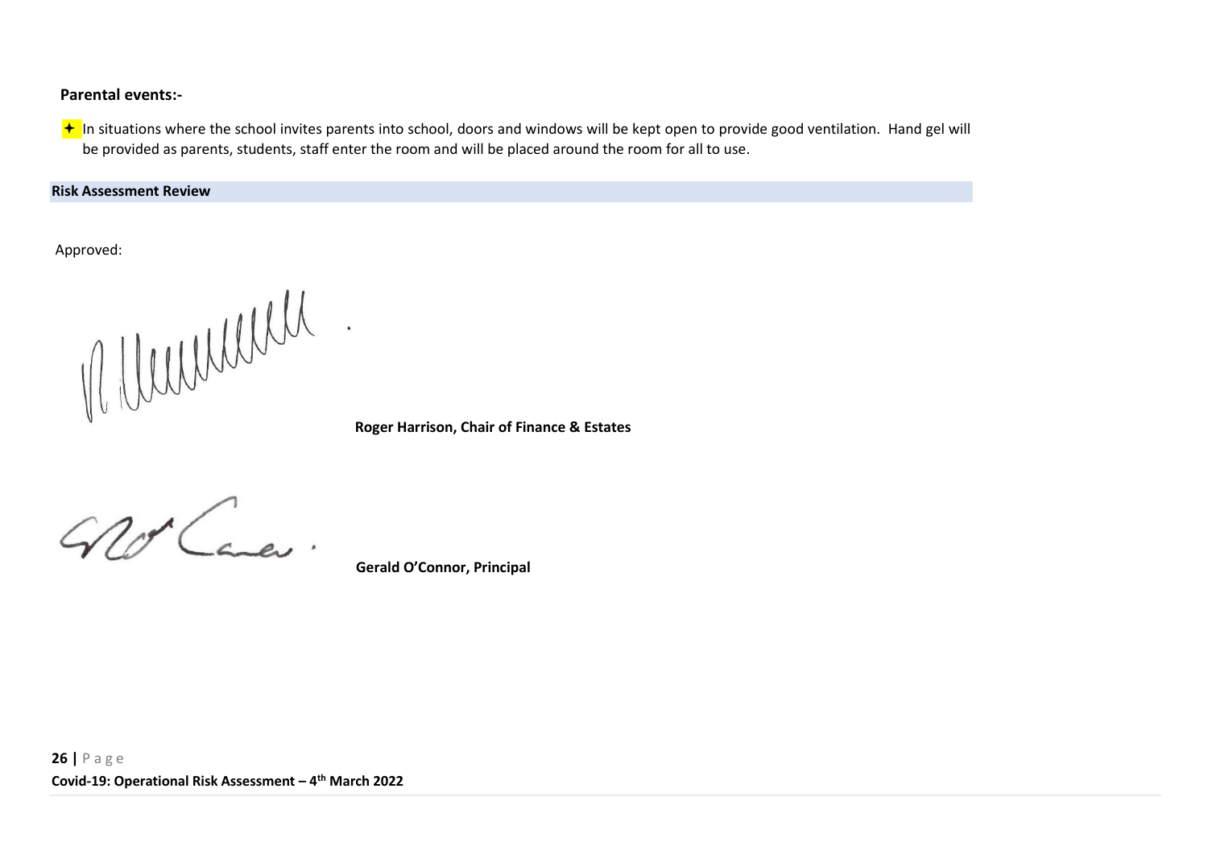**Parental events:-**

✦ In situations where the school invites parents into school, doors and windows will be kept open to provide good ventilation. Hand gel will be provided as parents, students, staff enter the room and will be placed around the room for all to use.

**Risk Assessment Review**

Approved:

**Roger Harrison, Chair of Finance & Estates**

**Gerald O'Connor, Principal**